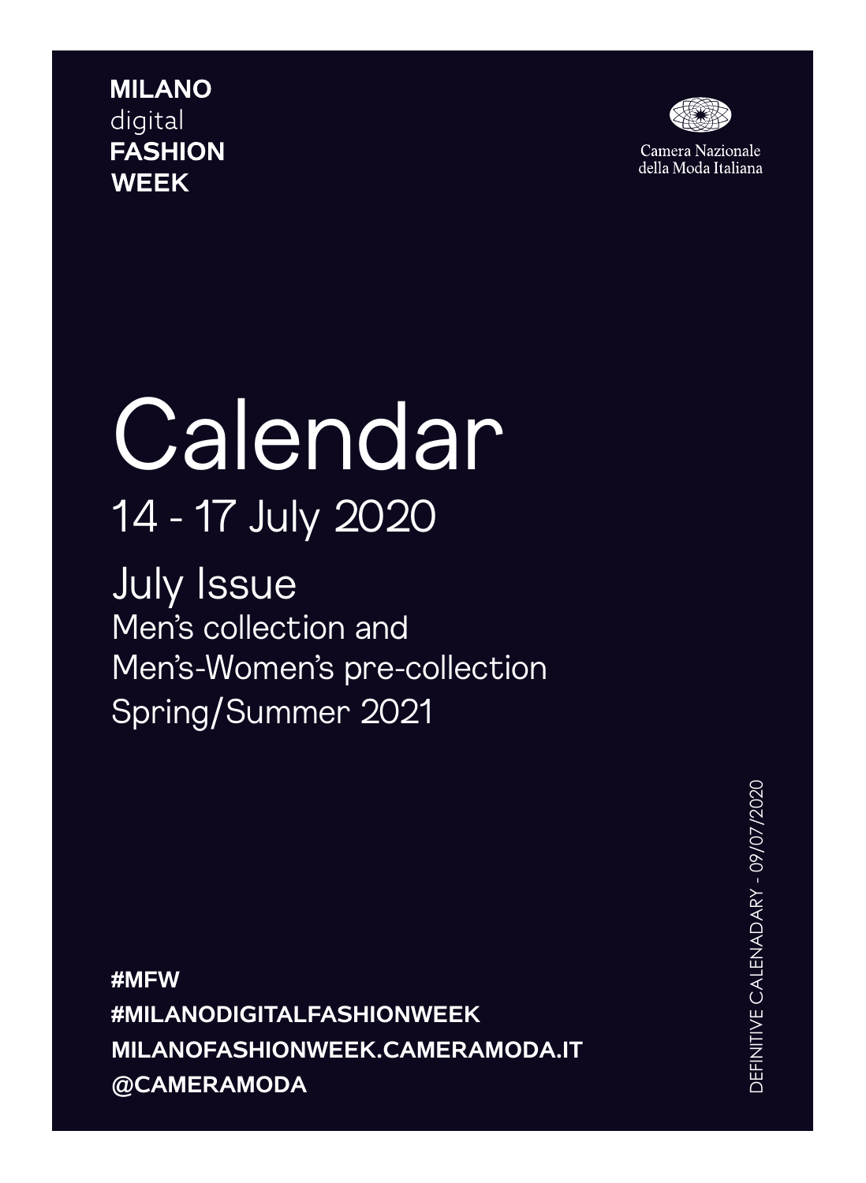**MILANO**
digital
**FASHION**
**WEEK**

Camera Nazionale
della Moda Italiana

# Calendar

## 14 - 17 July 2020

## July Issue

Men's collection and
Men's-Women's pre-collection
Spring/Summer 2021

DEFINITIVE CALENADARY - 09/07/2020

**#MFW**
**#MILANODIGITALFASHIONWEEK**
**MILANOFASHIONWEEK.CAMERAMODA.IT**
**@CAMERAMODA**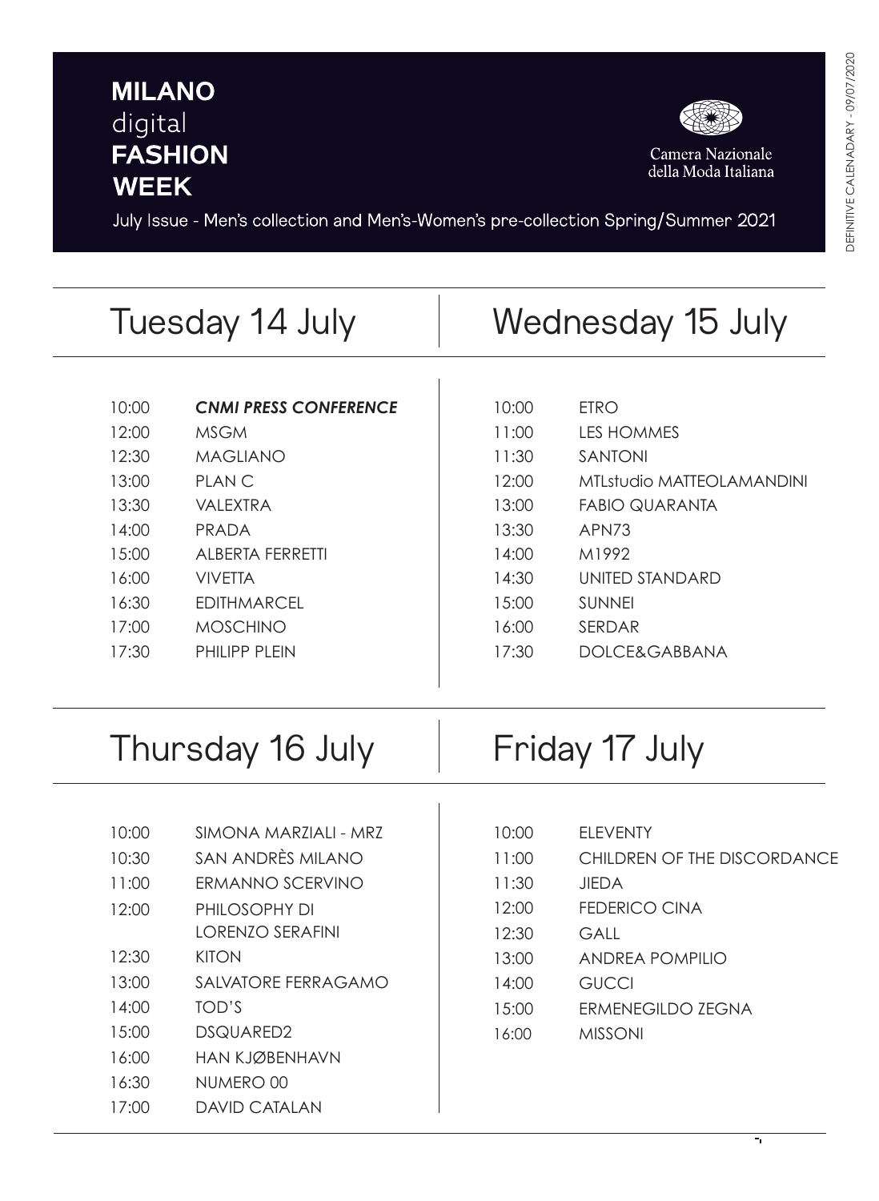# MILANO digital FASHION WEEK

Camera Nazionale della Moda Italiana

July Issue - Men's collection and Men's-Women's pre-collection Spring/Summer 2021

DEFINITIVE CALENADARY - 09/07/2020

## Tuesday 14 July

| | |
|---|---|
| 10:00 | ***CNMI PRESS CONFERENCE*** |
| 12:00 | MSGM |
| 12:30 | MAGLIANO |
| 13:00 | PLAN C |
| 13:30 | VALEXTRA |
| 14:00 | PRADA |
| 15:00 | ALBERTA FERRETTI |
| 16:00 | VIVETTA |
| 16:30 | EDITHMARCEL |
| 17:00 | MOSCHINO |
| 17:30 | PHILIPP PLEIN |

## Wednesday 15 July

| | |
|---|---|
| 10:00 | ETRO |
| 11:00 | LES HOMMES |
| 11:30 | SANTONI |
| 12:00 | MTLstudio MATTEOLAMANDINI |
| 13:00 | FABIO QUARANTA |
| 13:30 | APN73 |
| 14:00 | M1992 |
| 14:30 | UNITED STANDARD |
| 15:00 | SUNNEI |
| 16:00 | SERDAR |
| 17:30 | DOLCE&GABBANA |

## Thursday 16 July

| | |
|---|---|
| 10:00 | SIMONA MARZIALI - MRZ |
| 10:30 | SAN ANDRÈS MILANO |
| 11:00 | ERMANNO SCERVINO |
| 12:00 | PHILOSOPHY DI LORENZO SERAFINI |
| 12:30 | KITON |
| 13:00 | SALVATORE FERRAGAMO |
| 14:00 | TOD'S |
| 15:00 | DSQUARED2 |
| 16:00 | HAN KJØBENHAVN |
| 16:30 | NUMERO 00 |
| 17:00 | DAVID CATALAN |

## Friday 17 July

| | |
|---|---|
| 10:00 | ELEVENTY |
| 11:00 | CHILDREN OF THE DISCORDANCE |
| 11:30 | JIEDA |
| 12:00 | FEDERICO CINA |
| 12:30 | GALL |
| 13:00 | ANDREA POMPILIO |
| 14:00 | GUCCI |
| 15:00 | ERMENEGILDO ZEGNA |
| 16:00 | MISSONI |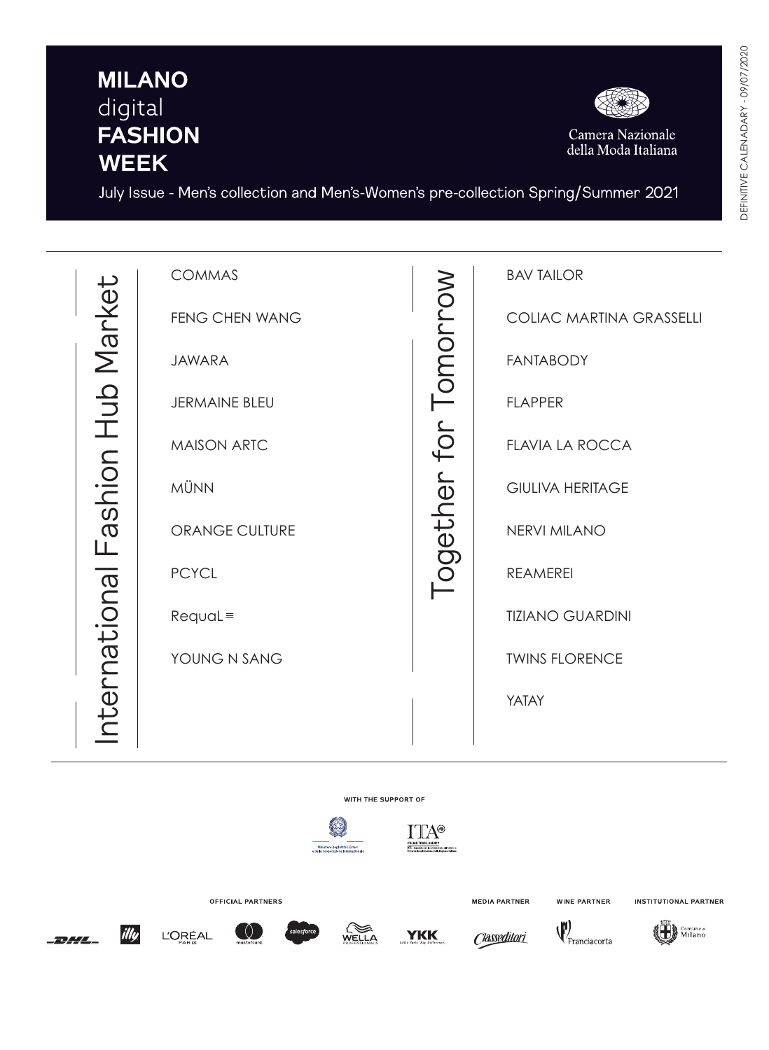# MILANO digital FASHION WEEK

Camera Nazionale della Moda Italiana

July Issue - Men's collection and Men's-Women's pre-collection Spring/Summer 2021

DEFINITIVE CALENADARY - 09/07/2020

## International Fashion Hub Market

COMMAS

FENG CHEN WANG

JAWARA

JERMAINE BLEU

MAISON ARTC

MÜNN

ORANGE CULTURE

PCYCL

RequaL≡

YOUNG N SANG

## Together for Tomorrow

BAV TAILOR

COLIAC MARTINA GRASSELLI

FANTABODY

FLAPPER

FLAVIA LA ROCCA

GIULIVA HERITAGE

NERVI MILANO

REAMEREI

TIZIANO GUARDINI

TWINS FLORENCE

YATAY

WITH THE SUPPORT OF

Ministero degli Affari Esteri e della Cooperazione Internazionale

ITA — ITALIAN TRADE AGENCY

OFFICIAL PARTNERS

DHL · illy · L'ORÉAL PARIS · mastercard · salesforce · WELLA PROFESSIONALS · YKK

MEDIA PARTNER

Classeditori

WINE PARTNER

Franciacorta

INSTITUTIONAL PARTNER

Comune di Milano